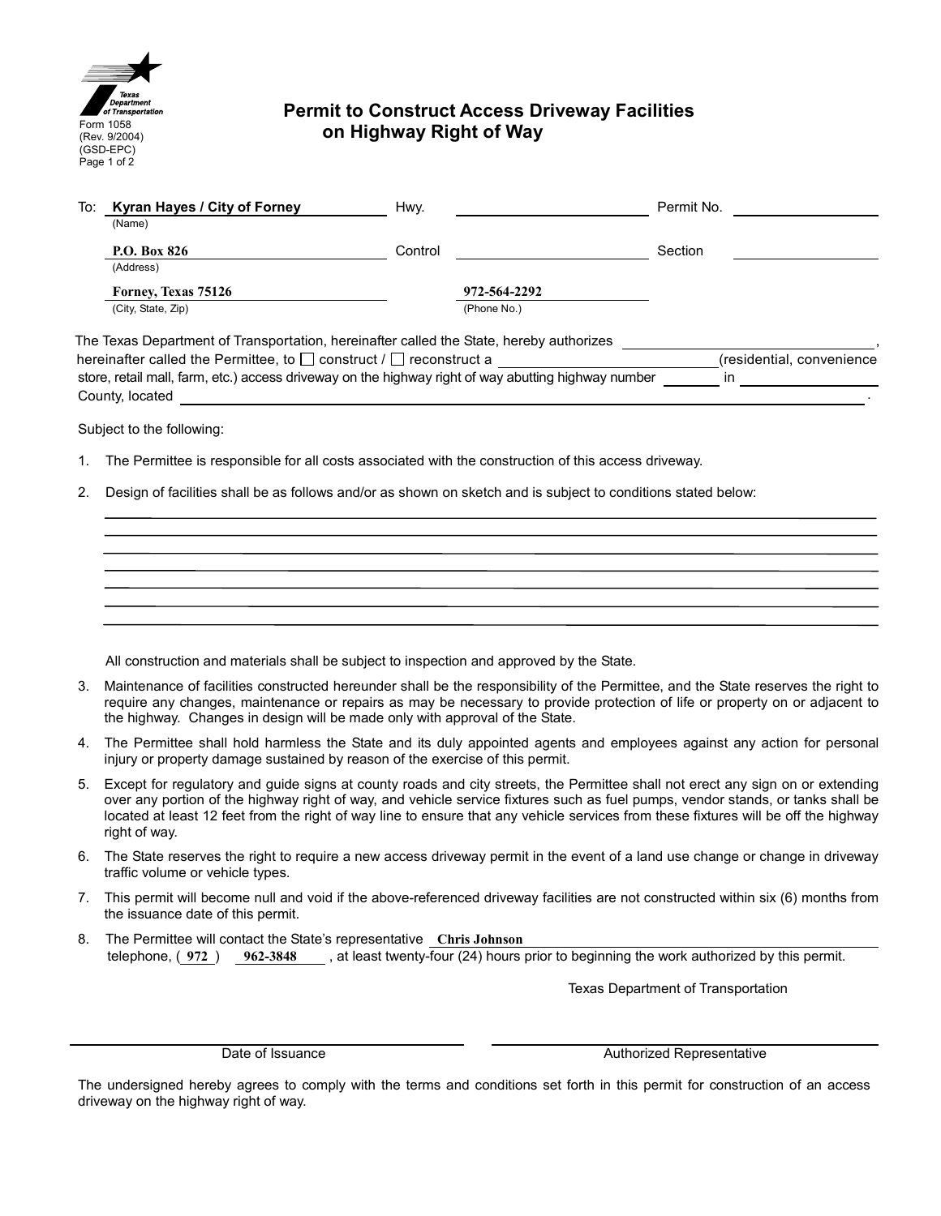Texas Department of Transportation
Form 1058
(Rev. 9/2004)
(GSD-EPC)
Page 1 of 2

# Permit to Construct Access Driveway Facilities on Highway Right of Way

| | | | |
|---|---|---|---|
| To: **Kyran Hayes / City of Forney** (Name) | Hwy. ____________ | Permit No. ____________ |
| **P.O. Box 826** (Address) | Control ____________ | Section ____________ |
| **Forney, Texas 75126** (City, State, Zip) | **972-564-2292** (Phone No.) | |

The Texas Department of Transportation, hereinafter called the State, hereby authorizes ____________, hereinafter called the Permittee, to ☐ construct / ☐ reconstruct a ____________ (residential, convenience store, retail mall, farm, etc.) access driveway on the highway right of way abutting highway number ________ in ____________ County, located ____________.

Subject to the following:

1. The Permittee is responsible for all costs associated with the construction of this access driveway.

2. Design of facilities shall be as follows and/or as shown on sketch and is subject to conditions stated below:

   ______________________________________________________________________

   ______________________________________________________________________

   ______________________________________________________________________

   ______________________________________________________________________

   ______________________________________________________________________

   ______________________________________________________________________

   ______________________________________________________________________

   All construction and materials shall be subject to inspection and approved by the State.

3. Maintenance of facilities constructed hereunder shall be the responsibility of the Permittee, and the State reserves the right to require any changes, maintenance or repairs as may be necessary to provide protection of life or property on or adjacent to the highway. Changes in design will be made only with approval of the State.

4. The Permittee shall hold harmless the State and its duly appointed agents and employees against any action for personal injury or property damage sustained by reason of the exercise of this permit.

5. Except for regulatory and guide signs at county roads and city streets, the Permittee shall not erect any sign on or extending over any portion of the highway right of way, and vehicle service fixtures such as fuel pumps, vendor stands, or tanks shall be located at least 12 feet from the right of way line to ensure that any vehicle services from these fixtures will be off the highway right of way.

6. The State reserves the right to require a new access driveway permit in the event of a land use change or change in driveway traffic volume or vehicle types.

7. This permit will become null and void if the above-referenced driveway facilities are not constructed within six (6) months from the issuance date of this permit.

8. The Permittee will contact the State's representative **Chris Johnson** telephone, ( **972** ) **962-3848** , at least twenty-four (24) hours prior to beginning the work authorized by this permit.

Texas Department of Transportation

| | |
|---|---|
| ______________________ | ______________________ |
| Date of Issuance | Authorized Representative |

The undersigned hereby agrees to comply with the terms and conditions set forth in this permit for construction of an access driveway on the highway right of way.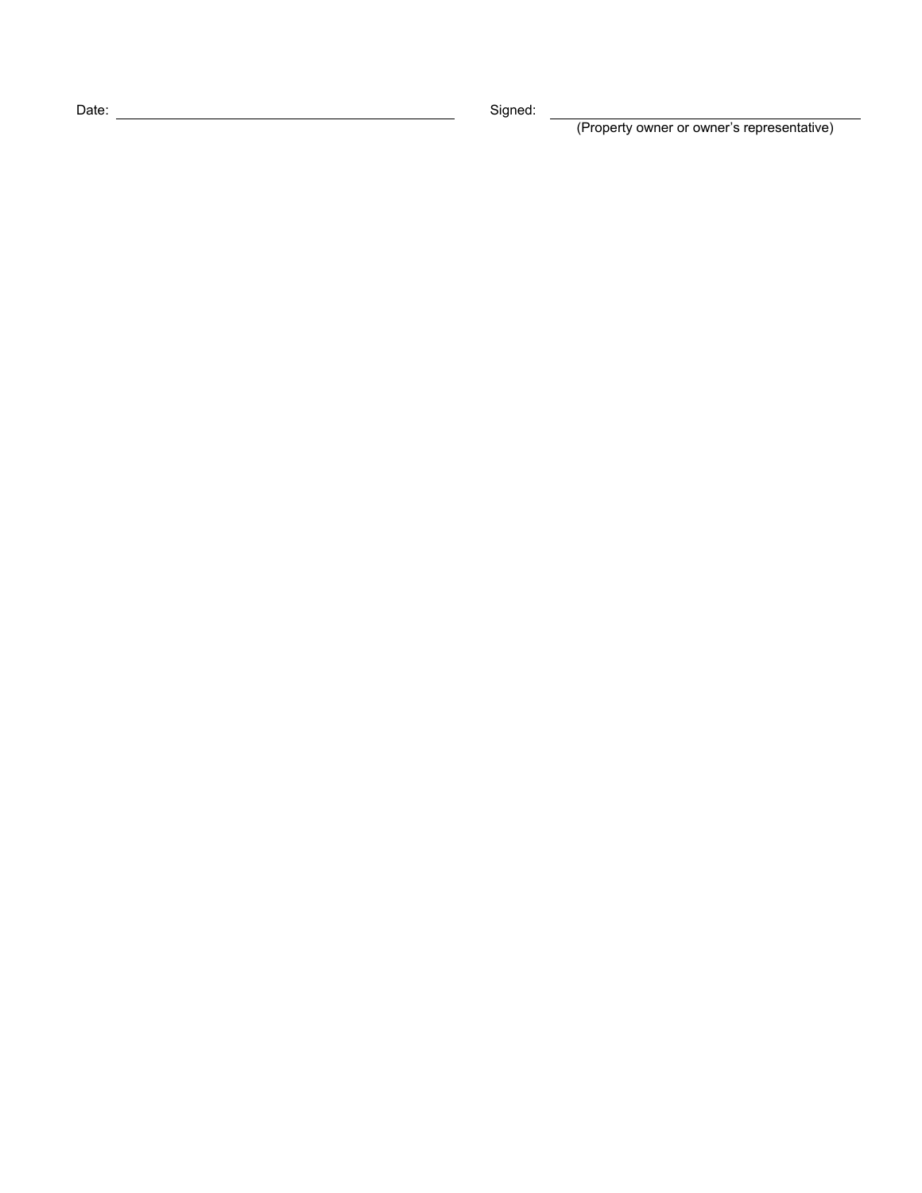Date: ______________________________ Signed: ______________________________

(Property owner or owner's representative)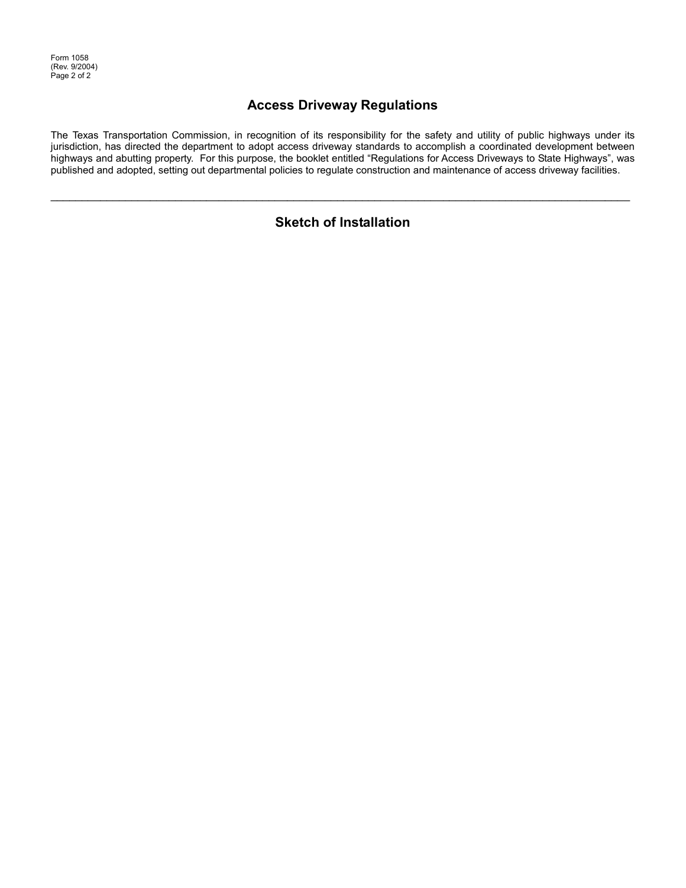Form 1058
(Rev. 9/2004)

## Access Driveway Regulations

The Texas Transportation Commission, in recognition of its responsibility for the safety and utility of public highways under its jurisdiction, has directed the department to adopt access driveway standards to accomplish a coordinated development between highways and abutting property. For this purpose, the booklet entitled "Regulations for Access Driveways to State Highways", was published and adopted, setting out departmental policies to regulate construction and maintenance of access driveway facilities.

---

## Sketch of Installation